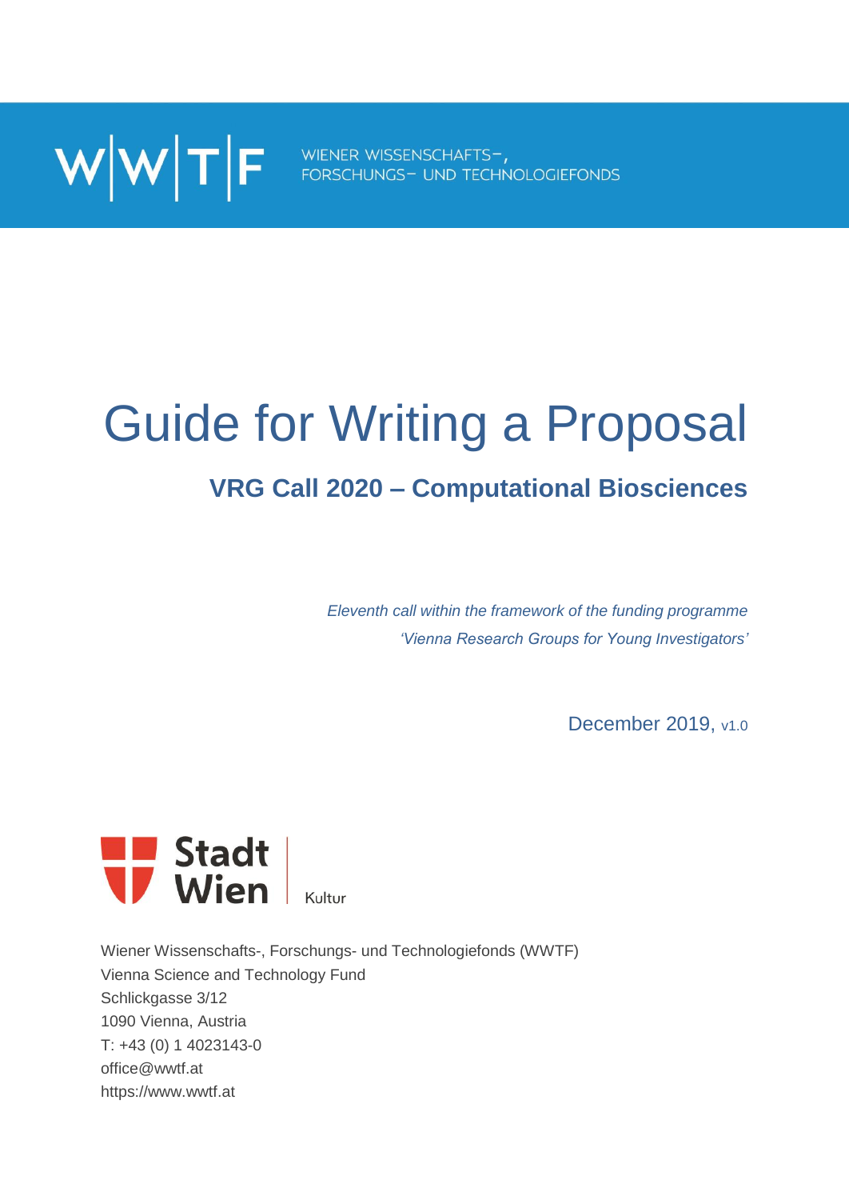W|W|T|F WIENER WISSENSCHAFTS-, FORSCHUNGS- UND TECHNOLOGIEFONDS

# Guide for Writing a Proposal

## VRG Call 2020 – Computational Biosciences

*Eleventh call within the framework of the funding programme 'Vienna Research Groups for Young Investigators'*

December 2019, v1.0

Stadt Wien | Kultur

Wiener Wissenschafts-, Forschungs- und Technologiefonds (WWTF)
Vienna Science and Technology Fund
Schlickgasse 3/12
1090 Vienna, Austria
T: +43 (0) 1 4023143-0
office@wwtf.at
https://www.wwtf.at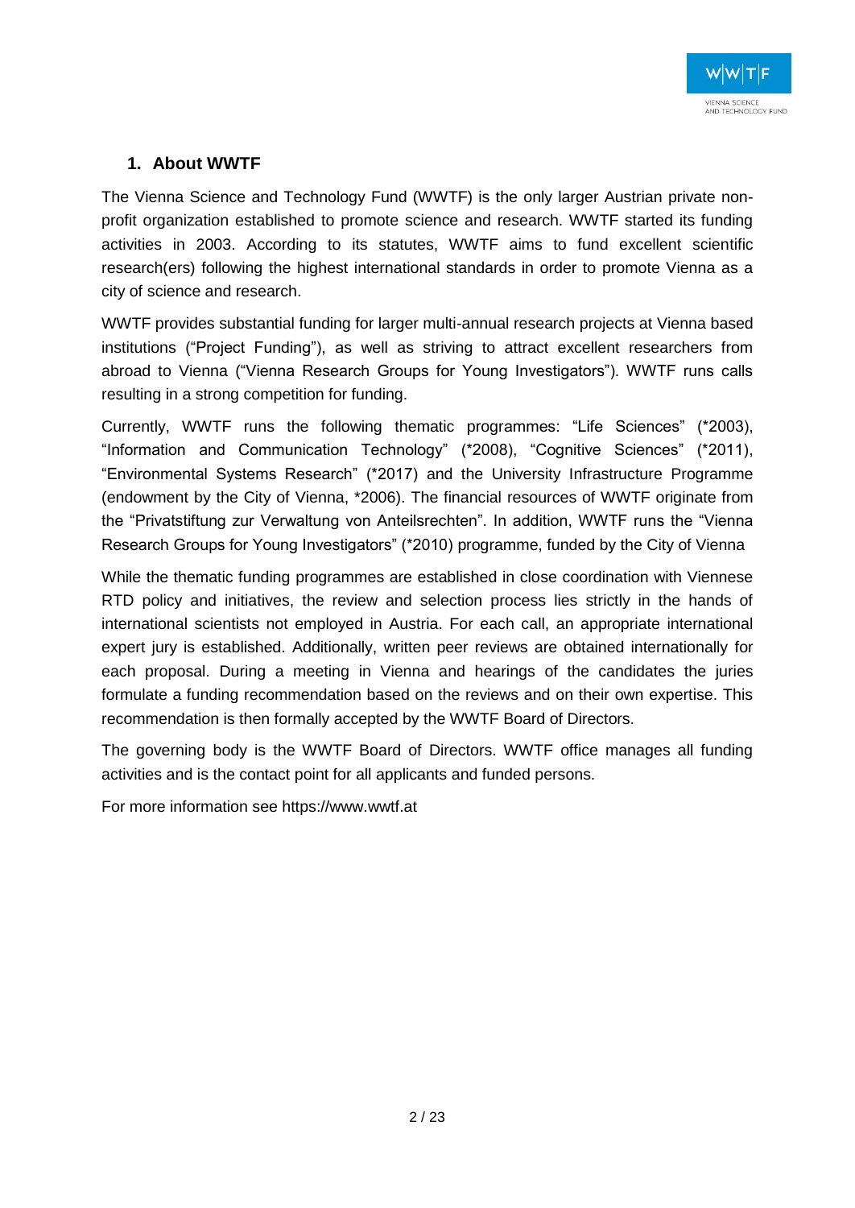## 1. About WWTF

The Vienna Science and Technology Fund (WWTF) is the only larger Austrian private non-profit organization established to promote science and research. WWTF started its funding activities in 2003. According to its statutes, WWTF aims to fund excellent scientific research(ers) following the highest international standards in order to promote Vienna as a city of science and research.

WWTF provides substantial funding for larger multi-annual research projects at Vienna based institutions ("Project Funding"), as well as striving to attract excellent researchers from abroad to Vienna ("Vienna Research Groups for Young Investigators"). WWTF runs calls resulting in a strong competition for funding.

Currently, WWTF runs the following thematic programmes: "Life Sciences" (*2003), "Information and Communication Technology" (*2008), "Cognitive Sciences" (*2011), "Environmental Systems Research" (*2017) and the University Infrastructure Programme (endowment by the City of Vienna, *2006). The financial resources of WWTF originate from the "Privatstiftung zur Verwaltung von Anteilsrechten". In addition, WWTF runs the "Vienna Research Groups for Young Investigators" (*2010) programme, funded by the City of Vienna

While the thematic funding programmes are established in close coordination with Viennese RTD policy and initiatives, the review and selection process lies strictly in the hands of international scientists not employed in Austria. For each call, an appropriate international expert jury is established. Additionally, written peer reviews are obtained internationally for each proposal. During a meeting in Vienna and hearings of the candidates the juries formulate a funding recommendation based on the reviews and on their own expertise. This recommendation is then formally accepted by the WWTF Board of Directors.

The governing body is the WWTF Board of Directors. WWTF office manages all funding activities and is the contact point for all applicants and funded persons.

For more information see https://www.wwtf.at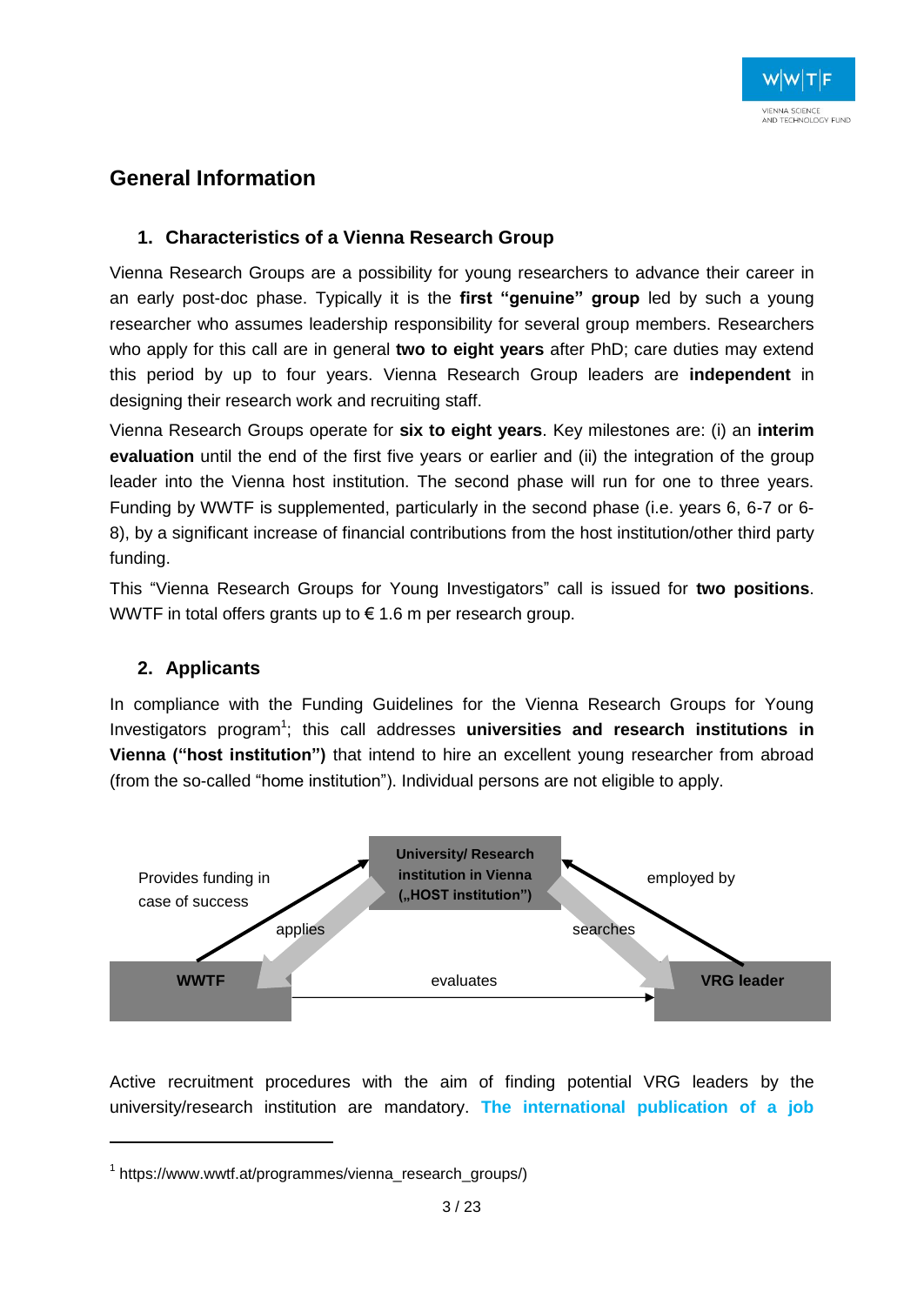# General Information

## 1. Characteristics of a Vienna Research Group

Vienna Research Groups are a possibility for young researchers to advance their career in an early post-doc phase. Typically it is the **first "genuine" group** led by such a young researcher who assumes leadership responsibility for several group members. Researchers who apply for this call are in general **two to eight years** after PhD; care duties may extend this period by up to four years. Vienna Research Group leaders are **independent** in designing their research work and recruiting staff.

Vienna Research Groups operate for **six to eight years**. Key milestones are: (i) an **interim evaluation** until the end of the first five years or earlier and (ii) the integration of the group leader into the Vienna host institution. The second phase will run for one to three years. Funding by WWTF is supplemented, particularly in the second phase (i.e. years 6, 6-7 or 6-8), by a significant increase of financial contributions from the host institution/other third party funding.

This "Vienna Research Groups for Young Investigators" call is issued for **two positions**. WWTF in total offers grants up to € 1.6 m per research group.

## 2. Applicants

In compliance with the Funding Guidelines for the Vienna Research Groups for Young Investigators program[1]; this call addresses **universities and research institutions in Vienna ("host institution")** that intend to hire an excellent young researcher from abroad (from the so-called "home institution"). Individual persons are not eligible to apply.

University/ Research institution in Vienna („HOST institution")

Provides funding in case of success

applies

employed by

searches

WWTF

evaluates

VRG leader

Active recruitment procedures with the aim of finding potential VRG leaders by the university/research institution are mandatory. The international publication of a job

[1] https://www.wwtf.at/programmes/vienna_research_groups/)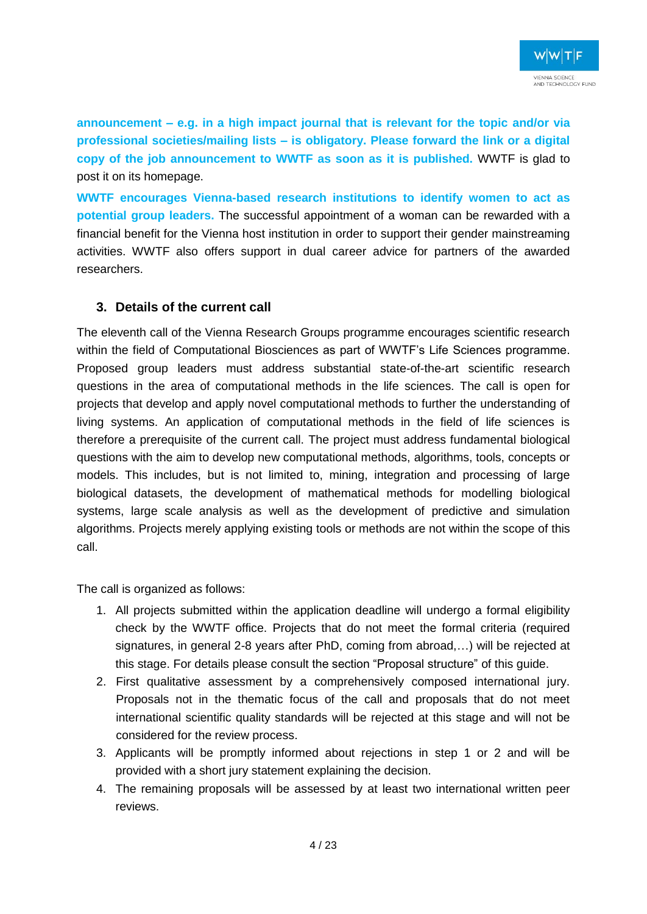**announcement – e.g. in a high impact journal that is relevant for the topic and/or via professional societies/mailing lists – is obligatory. Please forward the link or a digital copy of the job announcement to WWTF as soon as it is published.** WWTF is glad to post it on its homepage.

**WWTF encourages Vienna-based research institutions to identify women to act as potential group leaders.** The successful appointment of a woman can be rewarded with a financial benefit for the Vienna host institution in order to support their gender mainstreaming activities. WWTF also offers support in dual career advice for partners of the awarded researchers.

### 3. Details of the current call

The eleventh call of the Vienna Research Groups programme encourages scientific research within the field of Computational Biosciences as part of WWTF's Life Sciences programme. Proposed group leaders must address substantial state-of-the-art scientific research questions in the area of computational methods in the life sciences. The call is open for projects that develop and apply novel computational methods to further the understanding of living systems. An application of computational methods in the field of life sciences is therefore a prerequisite of the current call. The project must address fundamental biological questions with the aim to develop new computational methods, algorithms, tools, concepts or models. This includes, but is not limited to, mining, integration and processing of large biological datasets, the development of mathematical methods for modelling biological systems, large scale analysis as well as the development of predictive and simulation algorithms. Projects merely applying existing tools or methods are not within the scope of this call.

The call is organized as follows:

1. All projects submitted within the application deadline will undergo a formal eligibility check by the WWTF office. Projects that do not meet the formal criteria (required signatures, in general 2-8 years after PhD, coming from abroad,…) will be rejected at this stage. For details please consult the section "Proposal structure" of this guide.
2. First qualitative assessment by a comprehensively composed international jury. Proposals not in the thematic focus of the call and proposals that do not meet international scientific quality standards will be rejected at this stage and will not be considered for the review process.
3. Applicants will be promptly informed about rejections in step 1 or 2 and will be provided with a short jury statement explaining the decision.
4. The remaining proposals will be assessed by at least two international written peer reviews.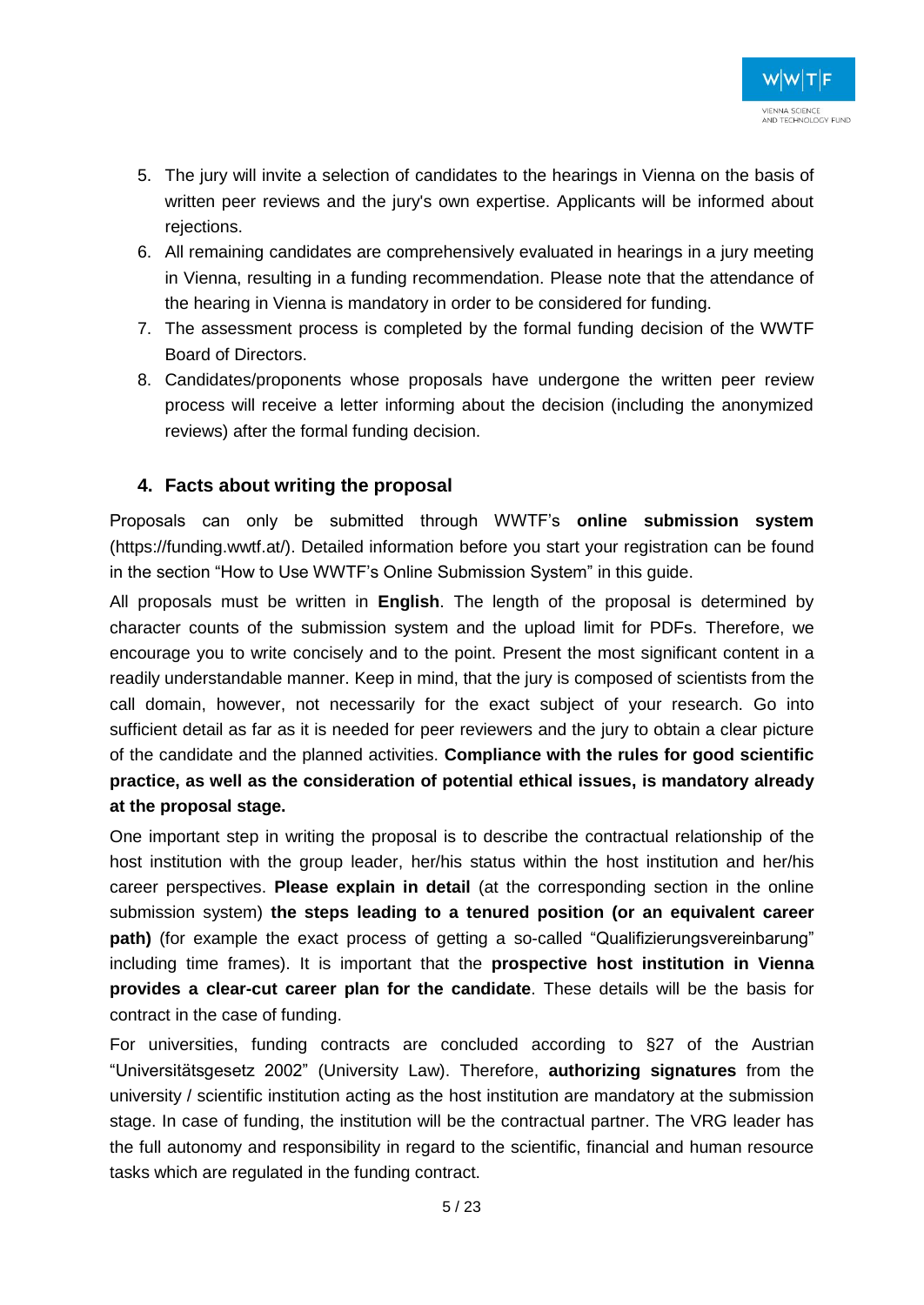5. The jury will invite a selection of candidates to the hearings in Vienna on the basis of written peer reviews and the jury's own expertise. Applicants will be informed about rejections.
6. All remaining candidates are comprehensively evaluated in hearings in a jury meeting in Vienna, resulting in a funding recommendation. Please note that the attendance of the hearing in Vienna is mandatory in order to be considered for funding.
7. The assessment process is completed by the formal funding decision of the WWTF Board of Directors.
8. Candidates/proponents whose proposals have undergone the written peer review process will receive a letter informing about the decision (including the anonymized reviews) after the formal funding decision.

## 4. Facts about writing the proposal

Proposals can only be submitted through WWTF's **online submission system** (https://funding.wwtf.at/). Detailed information before you start your registration can be found in the section "How to Use WWTF's Online Submission System" in this guide.

All proposals must be written in **English**. The length of the proposal is determined by character counts of the submission system and the upload limit for PDFs. Therefore, we encourage you to write concisely and to the point. Present the most significant content in a readily understandable manner. Keep in mind, that the jury is composed of scientists from the call domain, however, not necessarily for the exact subject of your research. Go into sufficient detail as far as it is needed for peer reviewers and the jury to obtain a clear picture of the candidate and the planned activities. **Compliance with the rules for good scientific practice, as well as the consideration of potential ethical issues, is mandatory already at the proposal stage.**

One important step in writing the proposal is to describe the contractual relationship of the host institution with the group leader, her/his status within the host institution and her/his career perspectives. **Please explain in detail** (at the corresponding section in the online submission system) **the steps leading to a tenured position (or an equivalent career path)** (for example the exact process of getting a so-called "Qualifizierungsvereinbarung" including time frames). It is important that the **prospective host institution in Vienna provides a clear-cut career plan for the candidate**. These details will be the basis for contract in the case of funding.

For universities, funding contracts are concluded according to §27 of the Austrian "Universitätsgesetz 2002" (University Law). Therefore, **authorizing signatures** from the university / scientific institution acting as the host institution are mandatory at the submission stage. In case of funding, the institution will be the contractual partner. The VRG leader has the full autonomy and responsibility in regard to the scientific, financial and human resource tasks which are regulated in the funding contract.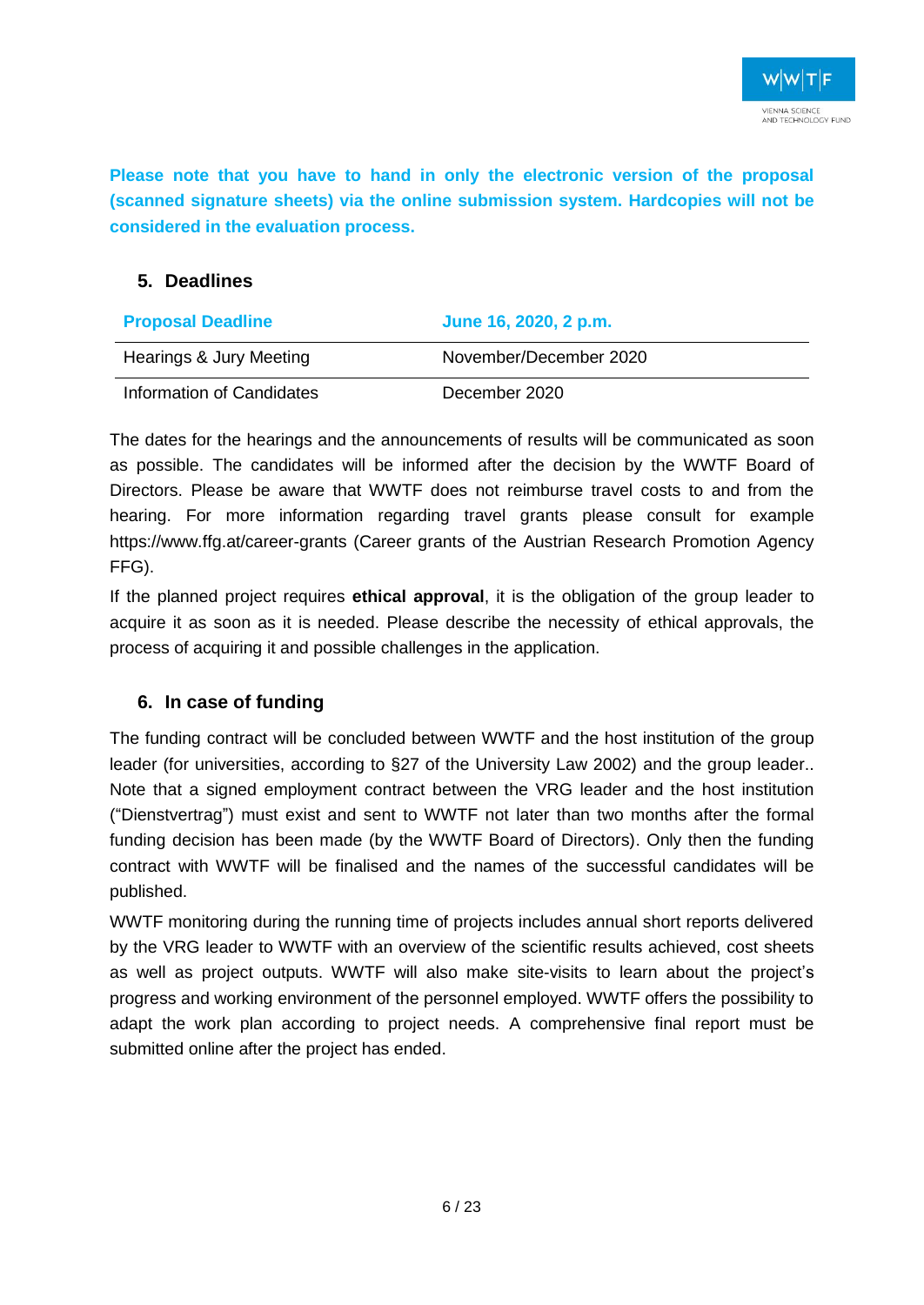**Please note that you have to hand in only the electronic version of the proposal (scanned signature sheets) via the online submission system. Hardcopies will not be considered in the evaluation process.**

## 5. Deadlines

| **Proposal Deadline** | **June 16, 2020, 2 p.m.** |
|---|---|
| Hearings & Jury Meeting | November/December 2020 |
| Information of Candidates | December 2020 |

The dates for the hearings and the announcements of results will be communicated as soon as possible. The candidates will be informed after the decision by the WWTF Board of Directors. Please be aware that WWTF does not reimburse travel costs to and from the hearing. For more information regarding travel grants please consult for example https://www.ffg.at/career-grants (Career grants of the Austrian Research Promotion Agency FFG).

If the planned project requires **ethical approval**, it is the obligation of the group leader to acquire it as soon as it is needed. Please describe the necessity of ethical approvals, the process of acquiring it and possible challenges in the application.

## 6. In case of funding

The funding contract will be concluded between WWTF and the host institution of the group leader (for universities, according to §27 of the University Law 2002) and the group leader.. Note that a signed employment contract between the VRG leader and the host institution ("Dienstvertrag") must exist and sent to WWTF not later than two months after the formal funding decision has been made (by the WWTF Board of Directors). Only then the funding contract with WWTF will be finalised and the names of the successful candidates will be published.

WWTF monitoring during the running time of projects includes annual short reports delivered by the VRG leader to WWTF with an overview of the scientific results achieved, cost sheets as well as project outputs. WWTF will also make site-visits to learn about the project's progress and working environment of the personnel employed. WWTF offers the possibility to adapt the work plan according to project needs. A comprehensive final report must be submitted online after the project has ended.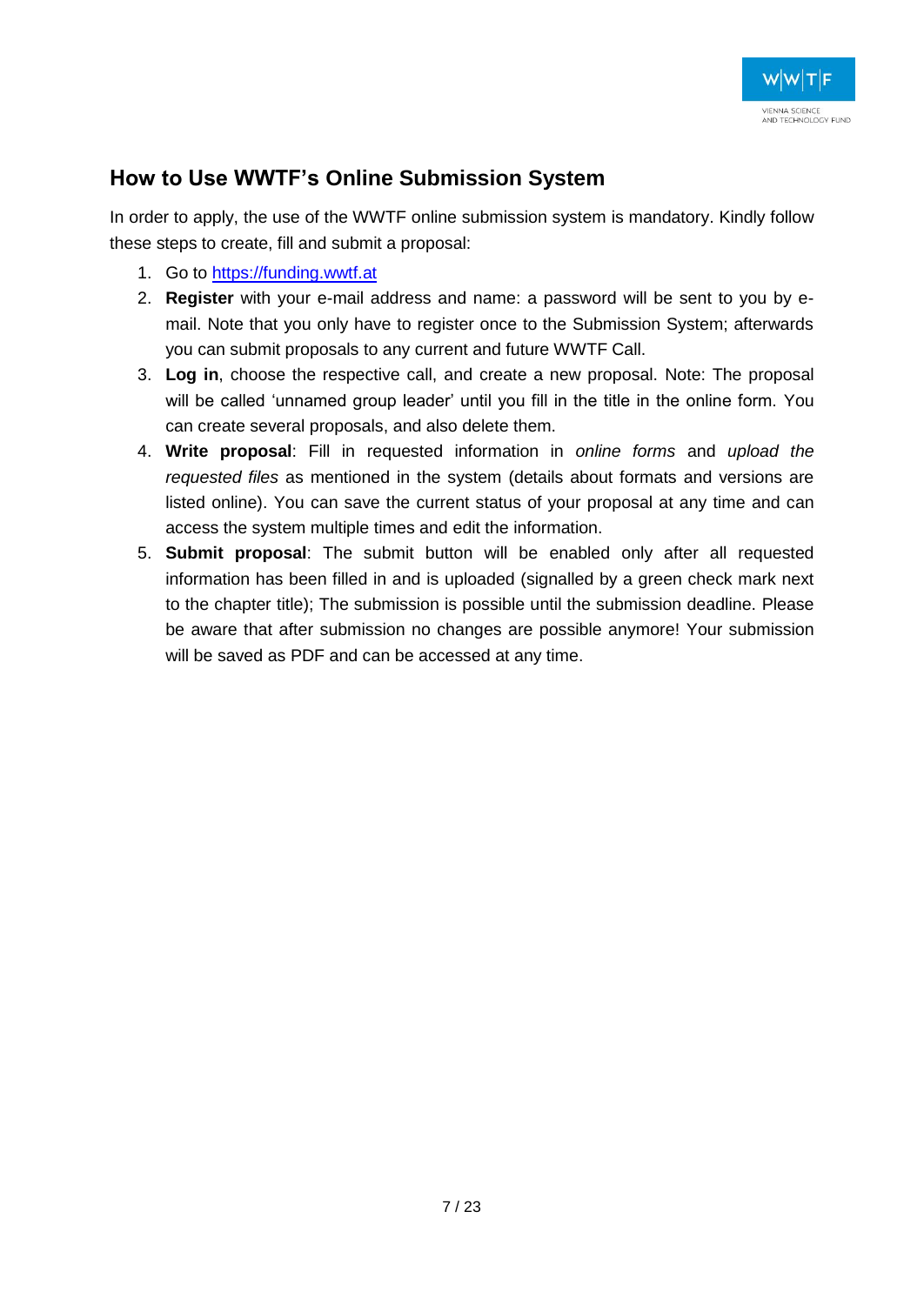## How to Use WWTF's Online Submission System

In order to apply, the use of the WWTF online submission system is mandatory. Kindly follow these steps to create, fill and submit a proposal:

1. Go to [https://funding.wwtf.at](https://funding.wwtf.at)
2. **Register** with your e-mail address and name: a password will be sent to you by e-mail. Note that you only have to register once to the Submission System; afterwards you can submit proposals to any current and future WWTF Call.
3. **Log in**, choose the respective call, and create a new proposal. Note: The proposal will be called 'unnamed group leader' until you fill in the title in the online form. You can create several proposals, and also delete them.
4. **Write proposal**: Fill in requested information in *online forms* and *upload the requested files* as mentioned in the system (details about formats and versions are listed online). You can save the current status of your proposal at any time and can access the system multiple times and edit the information.
5. **Submit proposal**: The submit button will be enabled only after all requested information has been filled in and is uploaded (signalled by a green check mark next to the chapter title); The submission is possible until the submission deadline. Please be aware that after submission no changes are possible anymore! Your submission will be saved as PDF and can be accessed at any time.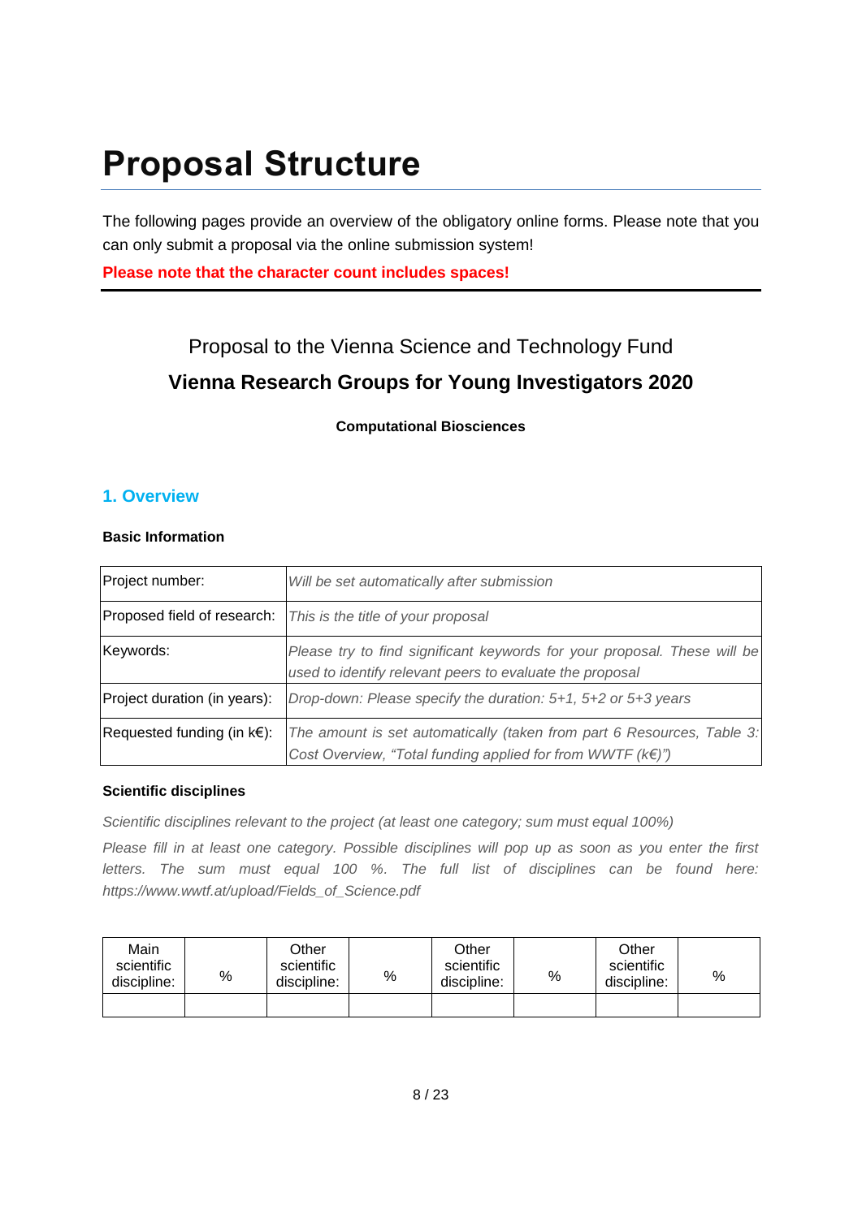# Proposal Structure

The following pages provide an overview of the obligatory online forms. Please note that you can only submit a proposal via the online submission system!

**Please note that the character count includes spaces!**

Proposal to the Vienna Science and Technology Fund

**Vienna Research Groups for Young Investigators 2020**

**Computational Biosciences**

## 1. Overview

### Basic Information

| Project number: | *Will be set automatically after submission* |
|---|---|
| Proposed field of research: | *This is the title of your proposal* |
| Keywords: | *Please try to find significant keywords for your proposal. These will be used to identify relevant peers to evaluate the proposal* |
| Project duration (in years): | *Drop-down: Please specify the duration: 5+1, 5+2 or 5+3 years* |
| Requested funding (in k€): | *The amount is set automatically (taken from part 6 Resources, Table 3: Cost Overview, "Total funding applied for from WWTF (k€)")* |

### Scientific disciplines

*Scientific disciplines relevant to the project (at least one category; sum must equal 100%)*

*Please fill in at least one category. Possible disciplines will pop up as soon as you enter the first letters. The sum must equal 100 %. The full list of disciplines can be found here: https://www.wwtf.at/upload/Fields_of_Science.pdf*

| Main scientific discipline: | % | Other scientific discipline: | % | Other scientific discipline: | % | Other scientific discipline: | % |
|---|---|---|---|---|---|---|---|
| | | | | | | | |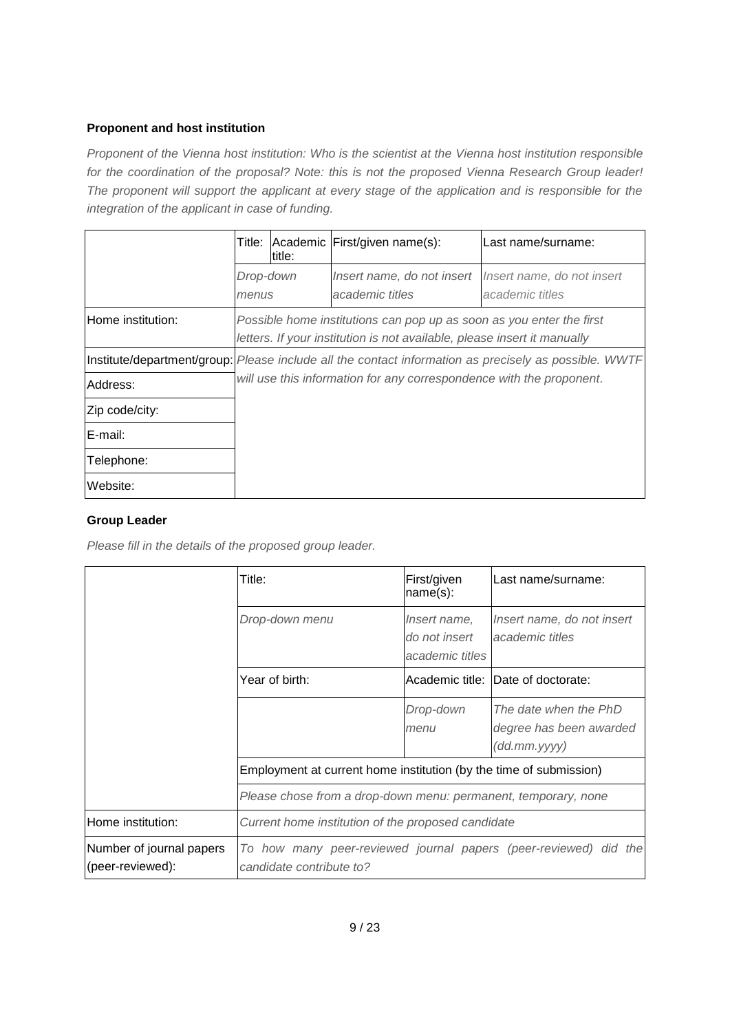**Proponent and host institution**

*Proponent of the Vienna host institution: Who is the scientist at the Vienna host institution responsible for the coordination of the proposal? Note: this is not the proposed Vienna Research Group leader! The proponent will support the applicant at every stage of the application and is responsible for the integration of the applicant in case of funding.*

| | Title: | Academic title: | First/given name(s): | Last name/surname: |
|---|---|---|---|---|
| | *Drop-down menus* | | *Insert name, do not insert academic titles* | *Insert name, do not insert academic titles* |
| Home institution: | *Possible home institutions can pop up as soon as you enter the first letters. If your institution is not available, please insert it manually* | | | |
| Institute/department/group: | *Please include all the contact information as precisely as possible. WWTF will use this information for any correspondence with the proponent.* | | | |
| Address: | | | | |
| Zip code/city: | | | | |
| E-mail: | | | | |
| Telephone: | | | | |
| Website: | | | | |

**Group Leader**

*Please fill in the details of the proposed group leader.*

| | Title: | First/given name(s): | Last name/surname: |
|---|---|---|---|
| | *Drop-down menu* | *Insert name, do not insert academic titles* | *Insert name, do not insert academic titles* |
| | Year of birth: | Academic title: | Date of doctorate: |
| | | *Drop-down menu* | *The date when the PhD degree has been awarded (dd.mm.yyyy)* |
| | Employment at current home institution (by the time of submission) | | |
| | *Please chose from a drop-down menu: permanent, temporary, none* | | |
| Home institution: | *Current home institution of the proposed candidate* | | |
| Number of journal papers (peer-reviewed): | *To how many peer-reviewed journal papers (peer-reviewed) did the candidate contribute to?* | | |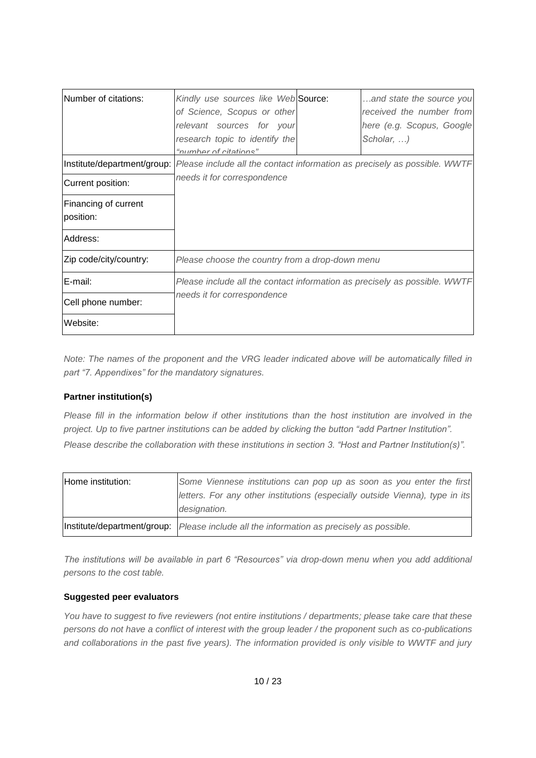| Number of citations: | *Kindly use sources like Web of Science, Scopus or other relevant sources for your research topic to identify the "number of citations"* | Source: | *…and state the source you received the number from here (e.g. Scopus, Google Scholar, …)* |
|---|---|---|---|
| Institute/department/group: | *Please include all the contact information as precisely as possible. WWTF needs it for correspondence* | | |
| Current position: | | | |
| Financing of current position: | | | |
| Address: | | | |
| Zip code/city/country: | *Please choose the country from a drop-down menu* | | |
| E-mail: | *Please include all the contact information as precisely as possible. WWTF needs it for correspondence* | | |
| Cell phone number: | | | |
| Website: | | | |

*Note: The names of the proponent and the VRG leader indicated above will be automatically filled in part "7. Appendixes" for the mandatory signatures.*

**Partner institution(s)**

*Please fill in the information below if other institutions than the host institution are involved in the project. Up to five partner institutions can be added by clicking the button "add Partner Institution".*

*Please describe the collaboration with these institutions in section 3. "Host and Partner Institution(s)".*

| Home institution: | *Some Viennese institutions can pop up as soon as you enter the first letters. For any other institutions (especially outside Vienna), type in its designation.* |
|---|---|
| Institute/department/group: | *Please include all the information as precisely as possible.* |

*The institutions will be available in part 6 "Resources" via drop-down menu when you add additional persons to the cost table.*

**Suggested peer evaluators**

*You have to suggest to five reviewers (not entire institutions / departments; please take care that these persons do not have a conflict of interest with the group leader / the proponent such as co-publications and collaborations in the past five years). The information provided is only visible to WWTF and jury*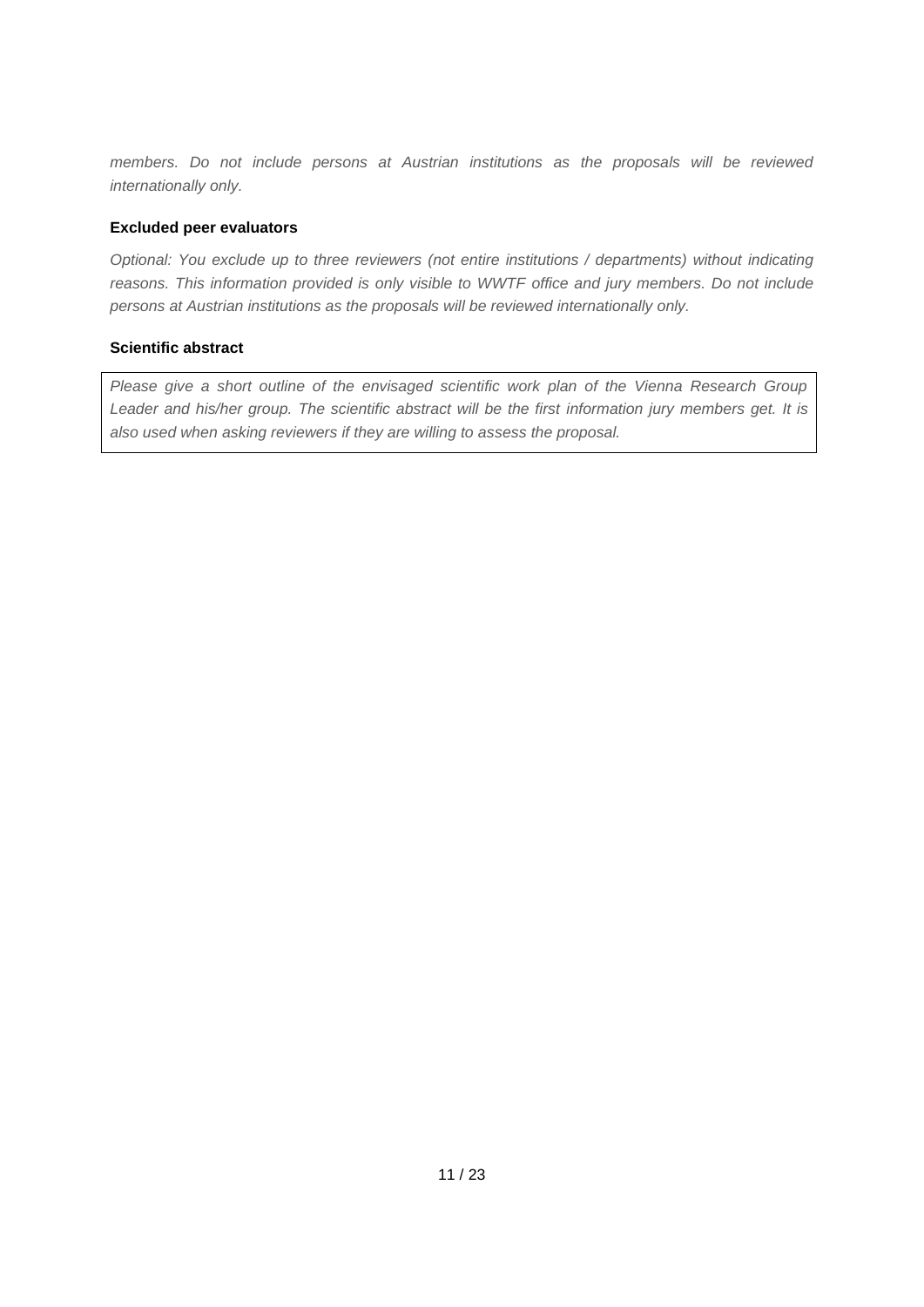*members. Do not include persons at Austrian institutions as the proposals will be reviewed internationally only.*

**Excluded peer evaluators**

*Optional: You exclude up to three reviewers (not entire institutions / departments) without indicating reasons. This information provided is only visible to WWTF office and jury members. Do not include persons at Austrian institutions as the proposals will be reviewed internationally only.*

**Scientific abstract**

*Please give a short outline of the envisaged scientific work plan of the Vienna Research Group Leader and his/her group. The scientific abstract will be the first information jury members get. It is also used when asking reviewers if they are willing to assess the proposal.*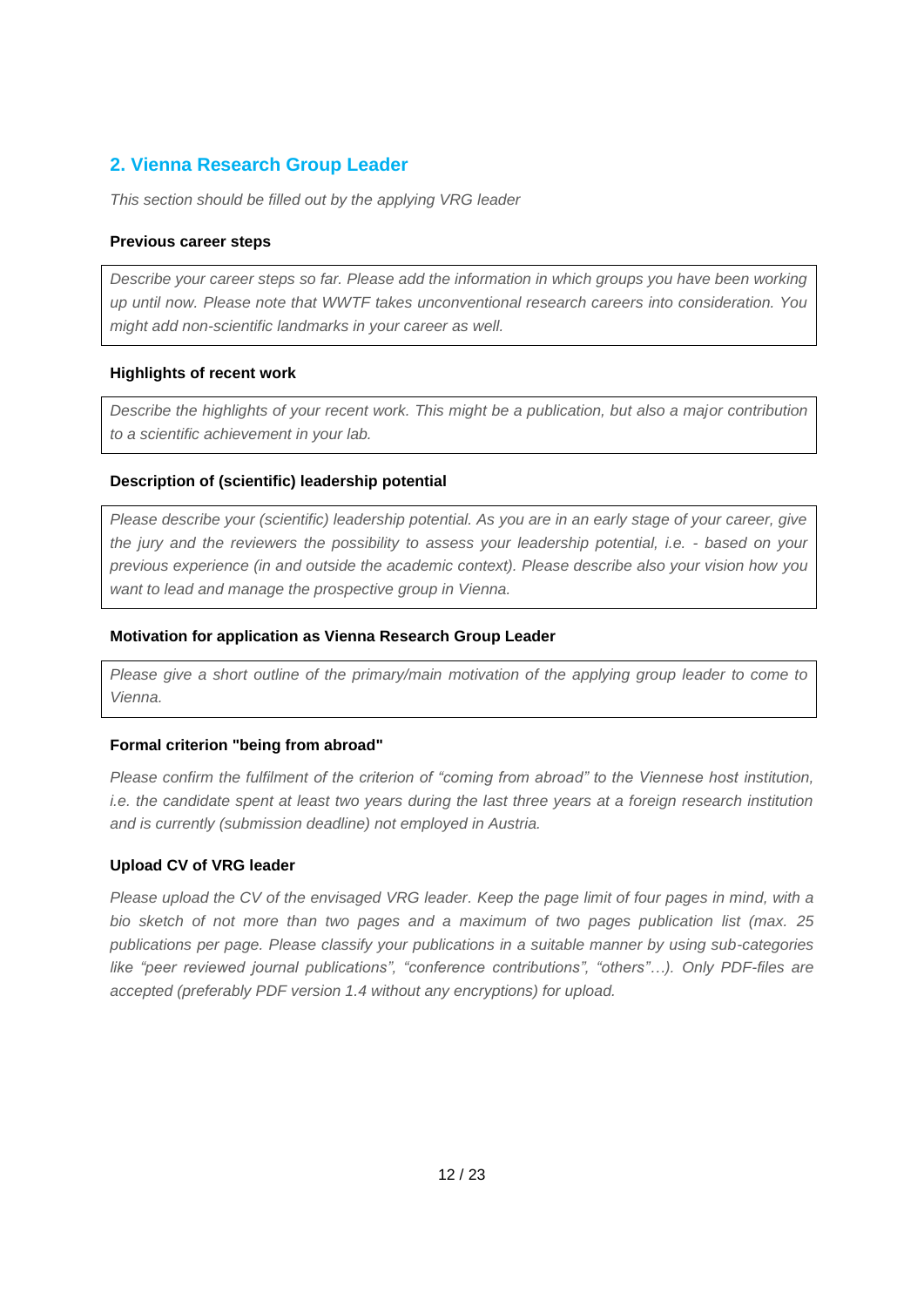## 2. Vienna Research Group Leader

*This section should be filled out by the applying VRG leader*

**Previous career steps**

*Describe your career steps so far. Please add the information in which groups you have been working up until now. Please note that WWTF takes unconventional research careers into consideration. You might add non-scientific landmarks in your career as well.*

**Highlights of recent work**

*Describe the highlights of your recent work. This might be a publication, but also a major contribution to a scientific achievement in your lab.*

**Description of (scientific) leadership potential**

*Please describe your (scientific) leadership potential. As you are in an early stage of your career, give the jury and the reviewers the possibility to assess your leadership potential, i.e. - based on your previous experience (in and outside the academic context). Please describe also your vision how you want to lead and manage the prospective group in Vienna.*

**Motivation for application as Vienna Research Group Leader**

*Please give a short outline of the primary/main motivation of the applying group leader to come to Vienna.*

**Formal criterion "being from abroad"**

*Please confirm the fulfilment of the criterion of "coming from abroad" to the Viennese host institution, i.e. the candidate spent at least two years during the last three years at a foreign research institution and is currently (submission deadline) not employed in Austria.*

**Upload CV of VRG leader**

*Please upload the CV of the envisaged VRG leader. Keep the page limit of four pages in mind, with a bio sketch of not more than two pages and a maximum of two pages publication list (max. 25 publications per page. Please classify your publications in a suitable manner by using sub-categories like "peer reviewed journal publications", "conference contributions", "others"…). Only PDF-files are accepted (preferably PDF version 1.4 without any encryptions) for upload.*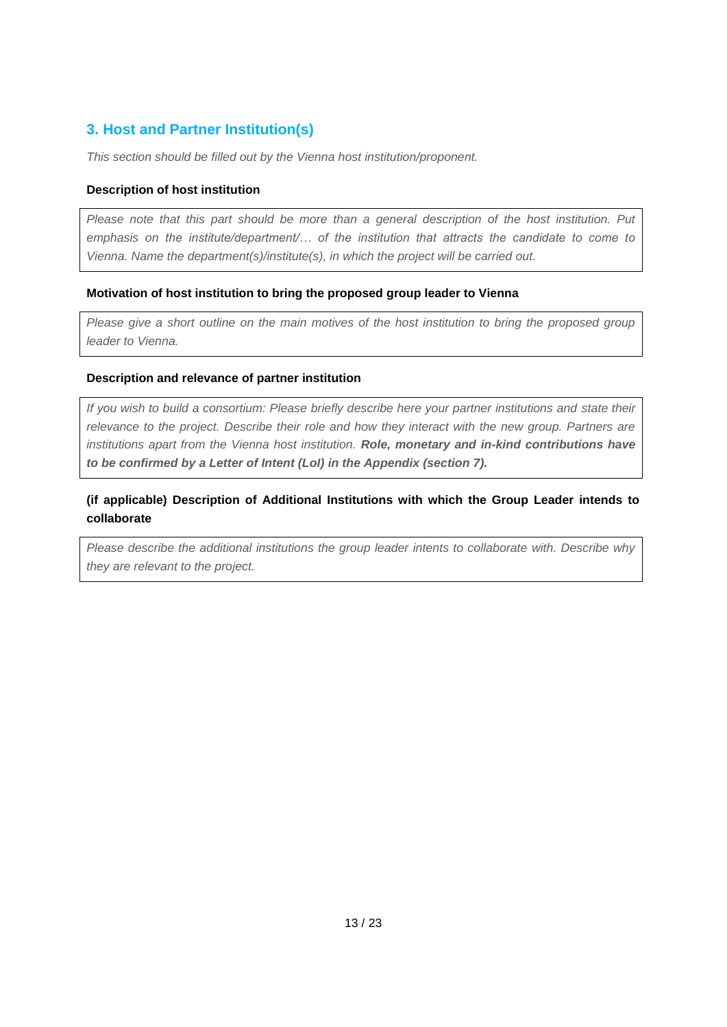## 3. Host and Partner Institution(s)

*This section should be filled out by the Vienna host institution/proponent.*

**Description of host institution**

*Please note that this part should be more than a general description of the host institution. Put emphasis on the institute/department/… of the institution that attracts the candidate to come to Vienna. Name the department(s)/institute(s), in which the project will be carried out.*

**Motivation of host institution to bring the proposed group leader to Vienna**

*Please give a short outline on the main motives of the host institution to bring the proposed group leader to Vienna.*

**Description and relevance of partner institution**

*If you wish to build a consortium: Please briefly describe here your partner institutions and state their relevance to the project. Describe their role and how they interact with the new group. Partners are institutions apart from the Vienna host institution.* ***Role, monetary and in-kind contributions have to be confirmed by a Letter of Intent (LoI) in the Appendix (section 7).***

**(if applicable) Description of Additional Institutions with which the Group Leader intends to collaborate**

*Please describe the additional institutions the group leader intents to collaborate with. Describe why they are relevant to the project.*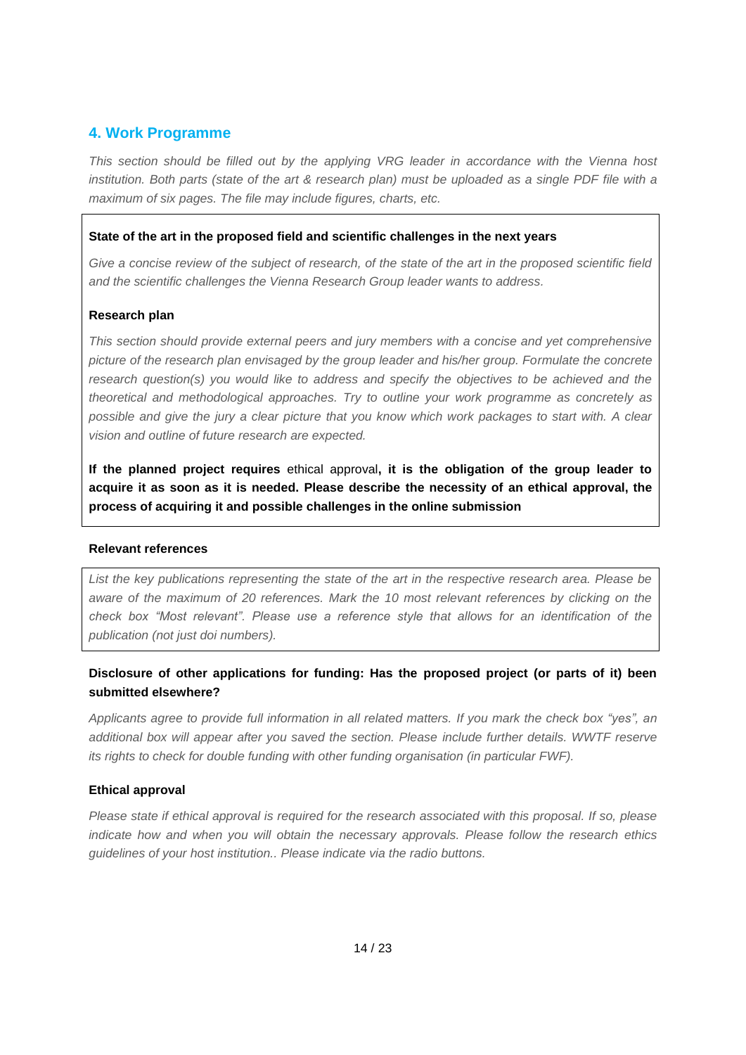## 4. Work Programme

*This section should be filled out by the applying VRG leader in accordance with the Vienna host institution. Both parts (state of the art & research plan) must be uploaded as a single PDF file with a maximum of six pages. The file may include figures, charts, etc.*

**State of the art in the proposed field and scientific challenges in the next years**

*Give a concise review of the subject of research, of the state of the art in the proposed scientific field and the scientific challenges the Vienna Research Group leader wants to address.*

**Research plan**

*This section should provide external peers and jury members with a concise and yet comprehensive picture of the research plan envisaged by the group leader and his/her group. Formulate the concrete research question(s) you would like to address and specify the objectives to be achieved and the theoretical and methodological approaches. Try to outline your work programme as concretely as possible and give the jury a clear picture that you know which work packages to start with. A clear vision and outline of future research are expected.*

**If the planned project requires** ethical approval**, it is the obligation of the group leader to acquire it as soon as it is needed. Please describe the necessity of an ethical approval, the process of acquiring it and possible challenges in the online submission**

**Relevant references**

*List the key publications representing the state of the art in the respective research area. Please be aware of the maximum of 20 references. Mark the 10 most relevant references by clicking on the check box "Most relevant". Please use a reference style that allows for an identification of the publication (not just doi numbers).*

**Disclosure of other applications for funding: Has the proposed project (or parts of it) been submitted elsewhere?**

*Applicants agree to provide full information in all related matters. If you mark the check box "yes", an additional box will appear after you saved the section. Please include further details. WWTF reserve its rights to check for double funding with other funding organisation (in particular FWF).*

**Ethical approval**

*Please state if ethical approval is required for the research associated with this proposal. If so, please indicate how and when you will obtain the necessary approvals. Please follow the research ethics guidelines of your host institution.. Please indicate via the radio buttons.*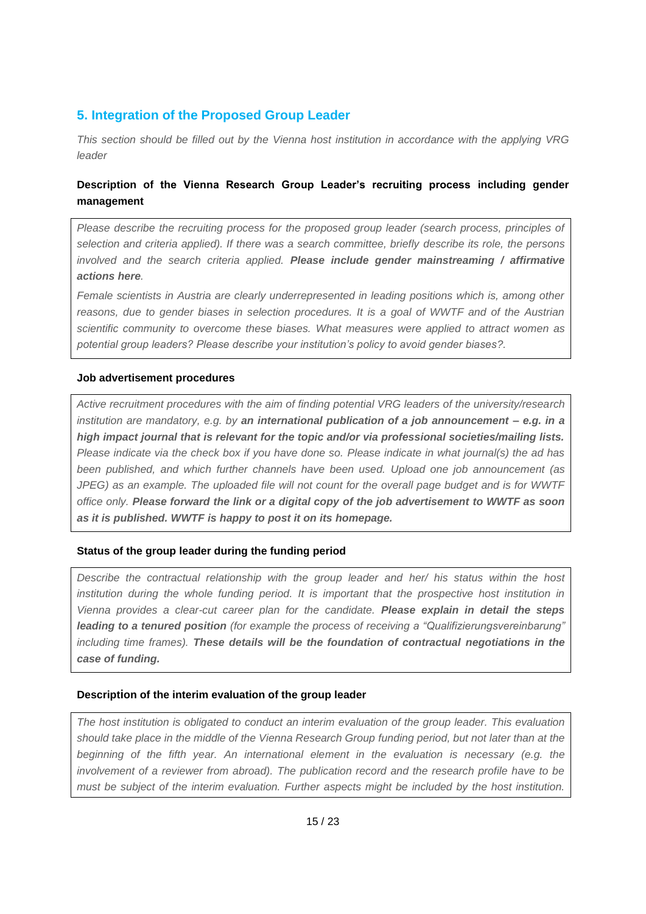## 5. Integration of the Proposed Group Leader

*This section should be filled out by the Vienna host institution in accordance with the applying VRG leader*

**Description of the Vienna Research Group Leader's recruiting process including gender management**

*Please describe the recruiting process for the proposed group leader (search process, principles of selection and criteria applied). If there was a search committee, briefly describe its role, the persons involved and the search criteria applied.* ***Please include gender mainstreaming / affirmative actions here****.*

*Female scientists in Austria are clearly underrepresented in leading positions which is, among other reasons, due to gender biases in selection procedures. It is a goal of WWTF and of the Austrian scientific community to overcome these biases. What measures were applied to attract women as potential group leaders? Please describe your institution's policy to avoid gender biases?.*

**Job advertisement procedures**

*Active recruitment procedures with the aim of finding potential VRG leaders of the university/research institution are mandatory, e.g. by* ***an international publication of a job announcement – e.g. in a high impact journal that is relevant for the topic and/or via professional societies/mailing lists.*** *Please indicate via the check box if you have done so. Please indicate in what journal(s) the ad has been published, and which further channels have been used. Upload one job announcement (as JPEG) as an example. The uploaded file will not count for the overall page budget and is for WWTF office only.* ***Please forward the link or a digital copy of the job advertisement to WWTF as soon as it is published. WWTF is happy to post it on its homepage.***

**Status of the group leader during the funding period**

*Describe the contractual relationship with the group leader and her/ his status within the host institution during the whole funding period. It is important that the prospective host institution in Vienna provides a clear-cut career plan for the candidate.* ***Please explain in detail the steps leading to a tenured position*** *(for example the process of receiving a "Qualifizierungsvereinbarung" including time frames).* ***These details will be the foundation of contractual negotiations in the case of funding.***

**Description of the interim evaluation of the group leader**

*The host institution is obligated to conduct an interim evaluation of the group leader. This evaluation should take place in the middle of the Vienna Research Group funding period, but not later than at the beginning of the fifth year. An international element in the evaluation is necessary (e.g. the involvement of a reviewer from abroad). The publication record and the research profile have to be must be subject of the interim evaluation. Further aspects might be included by the host institution.*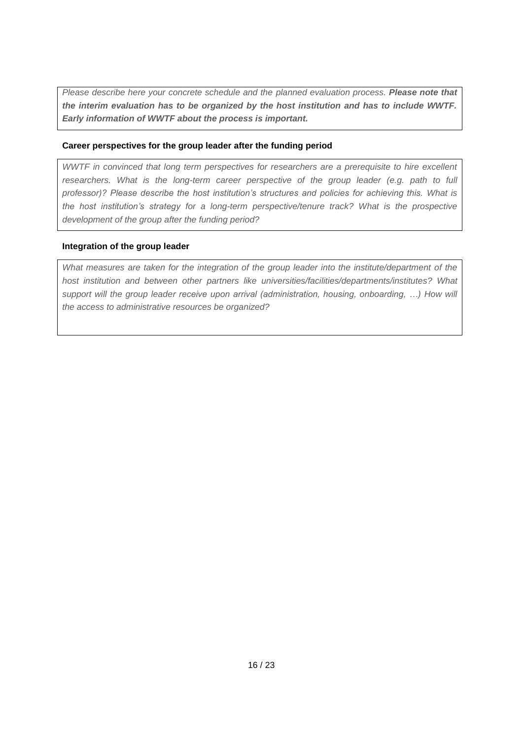*Please describe here your concrete schedule and the planned evaluation process. **Please note that the interim evaluation has to be organized by the host institution and has to include WWTF. Early information of WWTF about the process is important.***

**Career perspectives for the group leader after the funding period**

*WWTF in convinced that long term perspectives for researchers are a prerequisite to hire excellent researchers. What is the long-term career perspective of the group leader (e.g. path to full professor)? Please describe the host institution's structures and policies for achieving this. What is the host institution's strategy for a long-term perspective/tenure track? What is the prospective development of the group after the funding period?*

**Integration of the group leader**

*What measures are taken for the integration of the group leader into the institute/department of the host institution and between other partners like universities/facilities/departments/institutes? What support will the group leader receive upon arrival (administration, housing, onboarding, …) How will the access to administrative resources be organized?*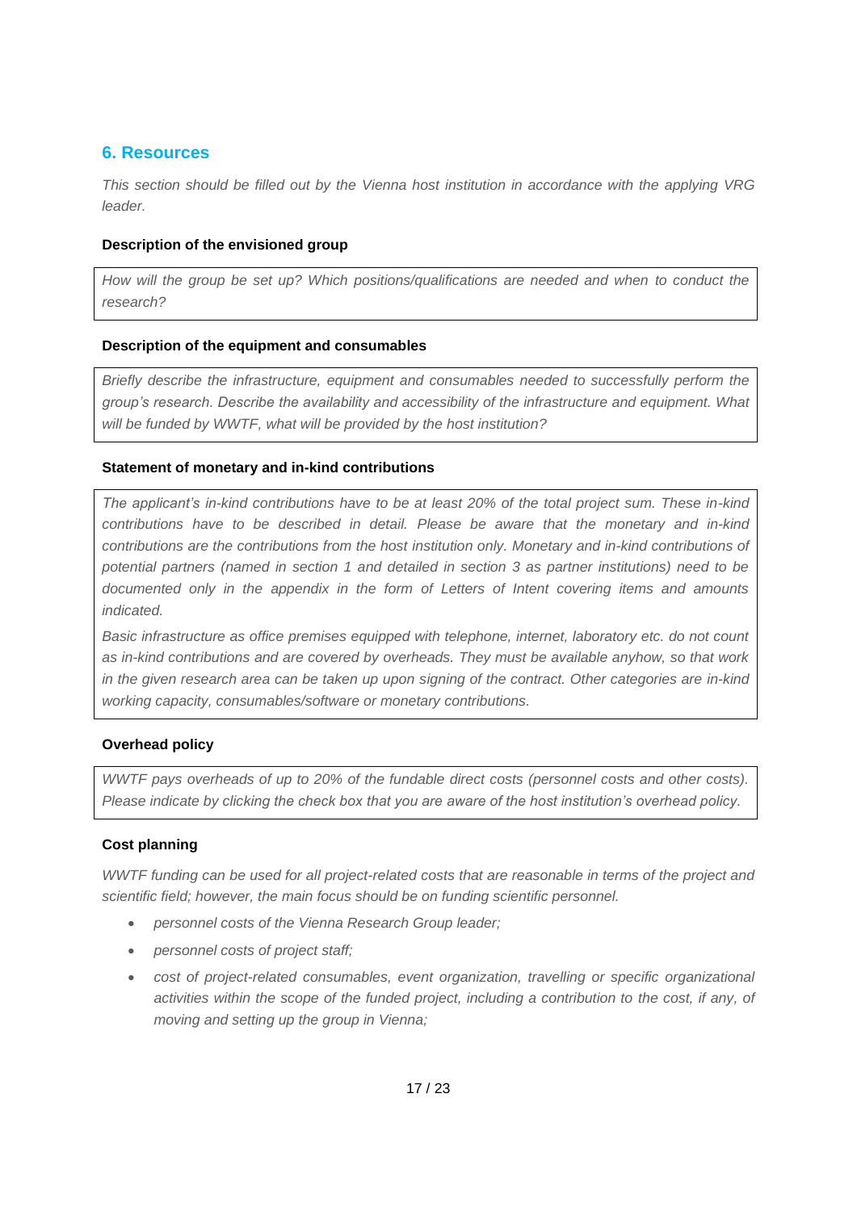## 6. Resources

*This section should be filled out by the Vienna host institution in accordance with the applying VRG leader.*

**Description of the envisioned group**

*How will the group be set up? Which positions/qualifications are needed and when to conduct the research?*

**Description of the equipment and consumables**

*Briefly describe the infrastructure, equipment and consumables needed to successfully perform the group's research. Describe the availability and accessibility of the infrastructure and equipment. What will be funded by WWTF, what will be provided by the host institution?*

**Statement of monetary and in-kind contributions**

*The applicant's in-kind contributions have to be at least 20% of the total project sum. These in-kind contributions have to be described in detail. Please be aware that the monetary and in-kind contributions are the contributions from the host institution only. Monetary and in-kind contributions of potential partners (named in section 1 and detailed in section 3 as partner institutions) need to be documented only in the appendix in the form of Letters of Intent covering items and amounts indicated.*

*Basic infrastructure as office premises equipped with telephone, internet, laboratory etc. do not count as in-kind contributions and are covered by overheads. They must be available anyhow, so that work in the given research area can be taken up upon signing of the contract. Other categories are in-kind working capacity, consumables/software or monetary contributions.*

**Overhead policy**

*WWTF pays overheads of up to 20% of the fundable direct costs (personnel costs and other costs). Please indicate by clicking the check box that you are aware of the host institution's overhead policy.*

**Cost planning**

*WWTF funding can be used for all project-related costs that are reasonable in terms of the project and scientific field; however, the main focus should be on funding scientific personnel.*

- *personnel costs of the Vienna Research Group leader;*
- *personnel costs of project staff;*
- *cost of project-related consumables, event organization, travelling or specific organizational activities within the scope of the funded project, including a contribution to the cost, if any, of moving and setting up the group in Vienna;*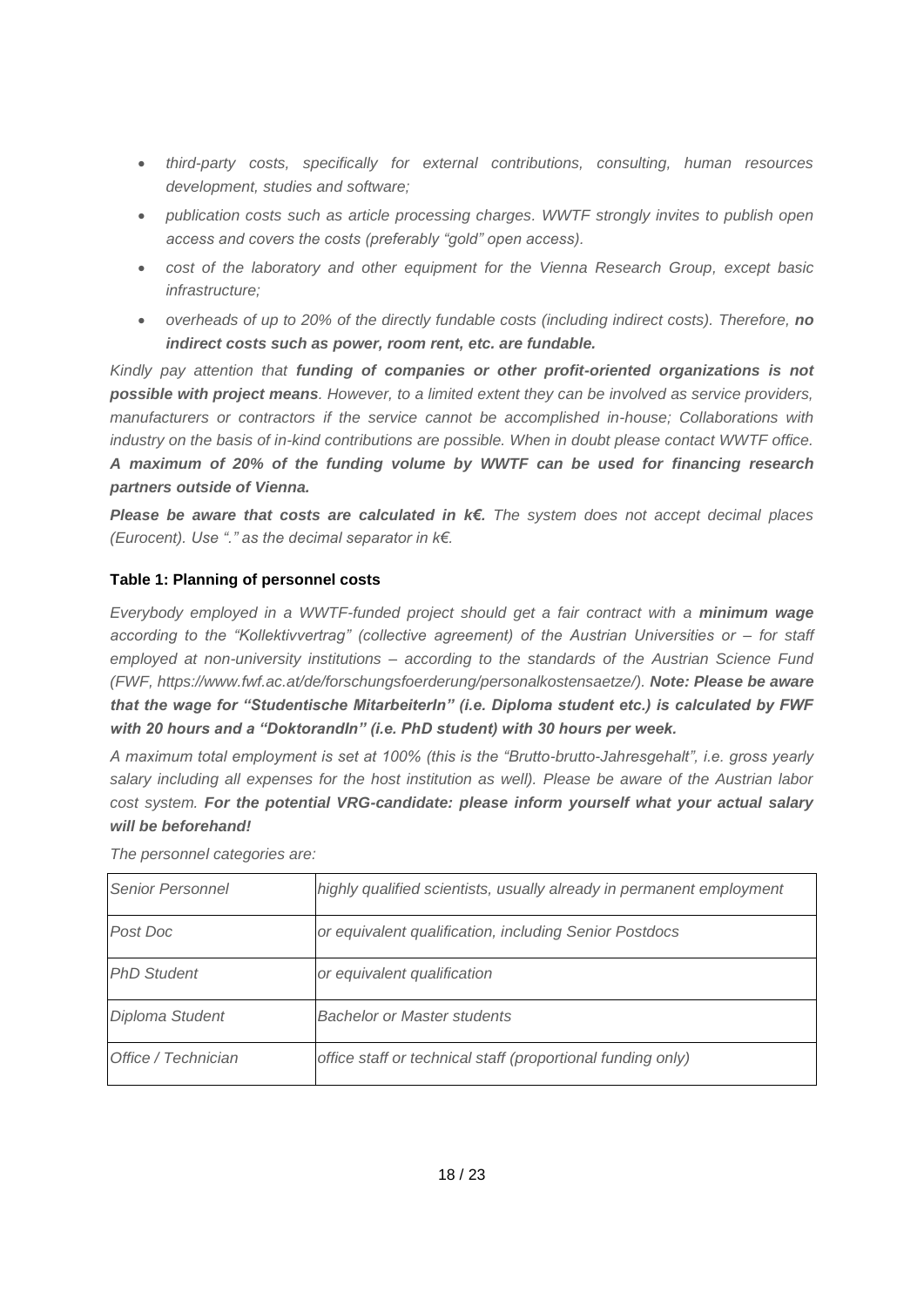- *third-party costs, specifically for external contributions, consulting, human resources development, studies and software;*
- *publication costs such as article processing charges. WWTF strongly invites to publish open access and covers the costs (preferably "gold" open access).*
- *cost of the laboratory and other equipment for the Vienna Research Group, except basic infrastructure;*
- *overheads of up to 20% of the directly fundable costs (including indirect costs). Therefore,* ***no indirect costs such as power, room rent, etc. are fundable.***

*Kindly pay attention that* ***funding of companies or other profit-oriented organizations is not possible with project means****. However, to a limited extent they can be involved as service providers, manufacturers or contractors if the service cannot be accomplished in-house; Collaborations with industry on the basis of in-kind contributions are possible. When in doubt please contact WWTF office.* ***A maximum of 20% of the funding volume by WWTF can be used for financing research partners outside of Vienna.***

***Please be aware that costs are calculated in k€.*** *The system does not accept decimal places (Eurocent). Use "." as the decimal separator in k€.*

**Table 1: Planning of personnel costs**

*Everybody employed in a WWTF-funded project should get a fair contract with a* ***minimum wage*** *according to the "Kollektivvertrag" (collective agreement) of the Austrian Universities or – for staff employed at non-university institutions – according to the standards of the Austrian Science Fund (FWF, https://www.fwf.ac.at/de/forschungsfoerderung/personalkostensaetze/).* ***Note: Please be aware that the wage for "Studentische MitarbeiterIn" (i.e. Diploma student etc.) is calculated by FWF with 20 hours and a "DoktorandIn" (i.e. PhD student) with 30 hours per week.***

*A maximum total employment is set at 100% (this is the "Brutto-brutto-Jahresgehalt", i.e. gross yearly salary including all expenses for the host institution as well). Please be aware of the Austrian labor cost system.* ***For the potential VRG-candidate: please inform yourself what your actual salary will be beforehand!***

*The personnel categories are:*

| | |
|---|---|
| *Senior Personnel* | *highly qualified scientists, usually already in permanent employment* |
| *Post Doc* | *or equivalent qualification, including Senior Postdocs* |
| *PhD Student* | *or equivalent qualification* |
| *Diploma Student* | *Bachelor or Master students* |
| *Office / Technician* | *office staff or technical staff (proportional funding only)* |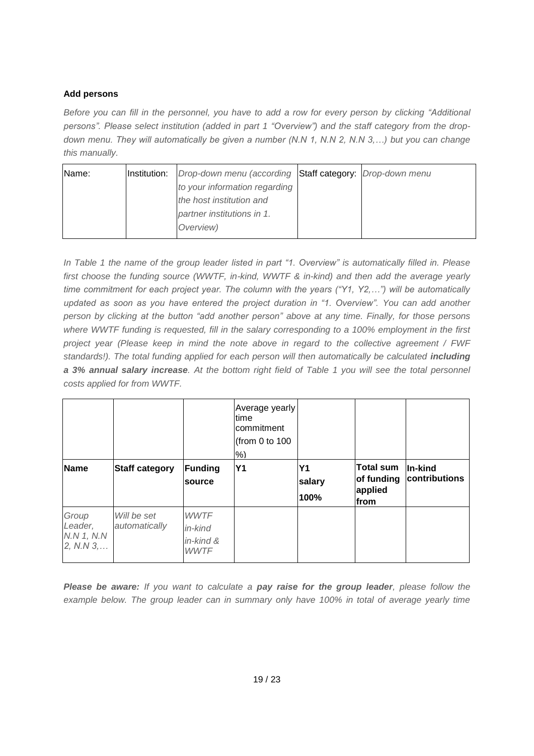**Add persons**

*Before you can fill in the personnel, you have to add a row for every person by clicking "Additional persons". Please select institution (added in part 1 "Overview") and the staff category from the drop-down menu. They will automatically be given a number (N.N 1, N.N 2, N.N 3,…) but you can change this manually.*

| Name: | Institution: | *Drop-down menu (according to your information regarding the host institution and partner institutions in 1. Overview)* | Staff category: | *Drop-down menu* |
|---|---|---|---|---|

*In Table 1 the name of the group leader listed in part "1. Overview" is automatically filled in. Please first choose the funding source (WWTF, in-kind, WWTF & in-kind) and then add the average yearly time commitment for each project year. The column with the years ("Y1, Y2,…") will be automatically updated as soon as you have entered the project duration in "1. Overview". You can add another person by clicking at the button "add another person" above at any time. Finally, for those persons where WWTF funding is requested, fill in the salary corresponding to a 100% employment in the first project year (Please keep in mind the note above in regard to the collective agreement / FWF standards!). The total funding applied for each person will then automatically be calculated **including a 3% annual salary increase**. At the bottom right field of Table 1 you will see the total personnel costs applied for from WWTF.*

| | | | Average yearly time commitment (from 0 to 100 %) | | | |
|---|---|---|---|---|---|---|
| **Name** | **Staff category** | **Funding source** | **Y1** | **Y1 salary 100%** | **Total sum of funding applied from** | **In-kind contributions** |
| *Group Leader, N.N 1, N.N 2, N.N 3,…* | *Will be set automatically* | *WWTF in-kind in-kind & WWTF* | | | | |

***Please be aware:** If you want to calculate a **pay raise for the group leader**, please follow the example below. The group leader can in summary only have 100% in total of average yearly time*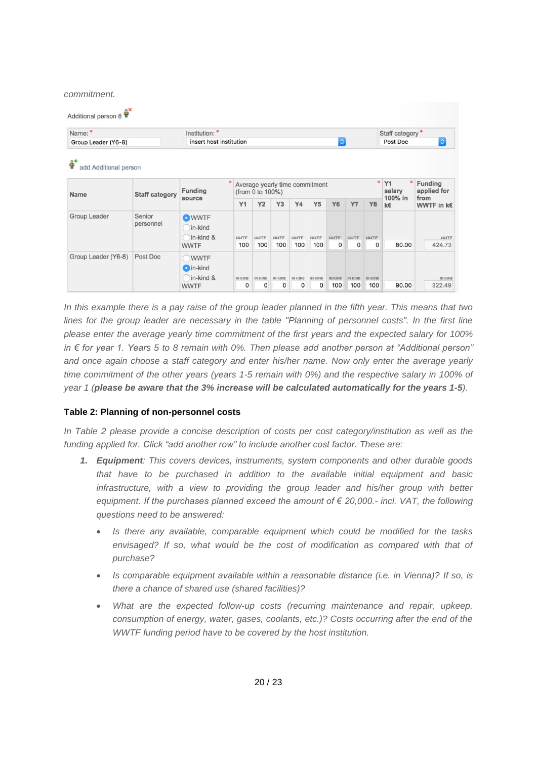*commitment.*

Additional person 8

| Name: * | Institution: * | Staff category * |
|---|---|---|
| Group Leader (Y6-8) | insert host institution | Post Doc |

add Additional person

| Name | Staff category | Funding source * | Average yearly time commitment (from 0 to 100%) * | | | | | | | | Y1 salary 100% in k€ * | Funding applied for from WWTF in k€ |
|---|---|---|---|---|---|---|---|---|---|---|---|---|
| | | | Y1 | Y2 | Y3 | Y4 | Y5 | Y6 | Y7 | Y8 | | |
| Group Leader | Senior personnel | ◉ WWTF<br>○ in-kind<br>○ in-kind & WWTF | WWTF 100 | WWTF 100 | WWTF 100 | WWTF 100 | WWTF 100 | WWTF 0 | WWTF 0 | WWTF 0 | 80.00 | WWTF 424.73 |
| Group Leader (Y6-8) | Post Doc | ○ WWTF<br>◉ in-kind<br>○ in-kind & WWTF | IN KIND 0 | IN KIND 0 | IN KIND 0 | IN KIND 0 | IN KIND 0 | IN KIND 100 | IN KIND 100 | IN KIND 100 | 90.00 | IN KIND 322.49 |

*In this example there is a pay raise of the group leader planned in the fifth year. This means that two lines for the group leader are necessary in the table "Planning of personnel costs". In the first line please enter the average yearly time commitment of the first years and the expected salary for 100% in € for year 1. Years 5 to 8 remain with 0%. Then please add another person at "Additional person" and once again choose a staff category and enter his/her name. Now only enter the average yearly time commitment of the other years (years 1-5 remain with 0%) and the respective salary in 100% of year 1 (**please be aware that the 3% increase will be calculated automatically for the years 1-5**).*

**Table 2: Planning of non-personnel costs**

*In Table 2 please provide a concise description of costs per cost category/institution as well as the funding applied for. Click "add another row" to include another cost factor. These are:*

1. ***Equipment**: This covers devices, instruments, system components and other durable goods that have to be purchased in addition to the available initial equipment and basic infrastructure, with a view to providing the group leader and his/her group with better equipment. If the purchases planned exceed the amount of € 20,000.- incl. VAT, the following questions need to be answered:*
    - *Is there any available, comparable equipment which could be modified for the tasks envisaged? If so, what would be the cost of modification as compared with that of purchase?*
    - *Is comparable equipment available within a reasonable distance (i.e. in Vienna)? If so, is there a chance of shared use (shared facilities)?*
    - *What are the expected follow-up costs (recurring maintenance and repair, upkeep, consumption of energy, water, gases, coolants, etc.)? Costs occurring after the end of the WWTF funding period have to be covered by the host institution.*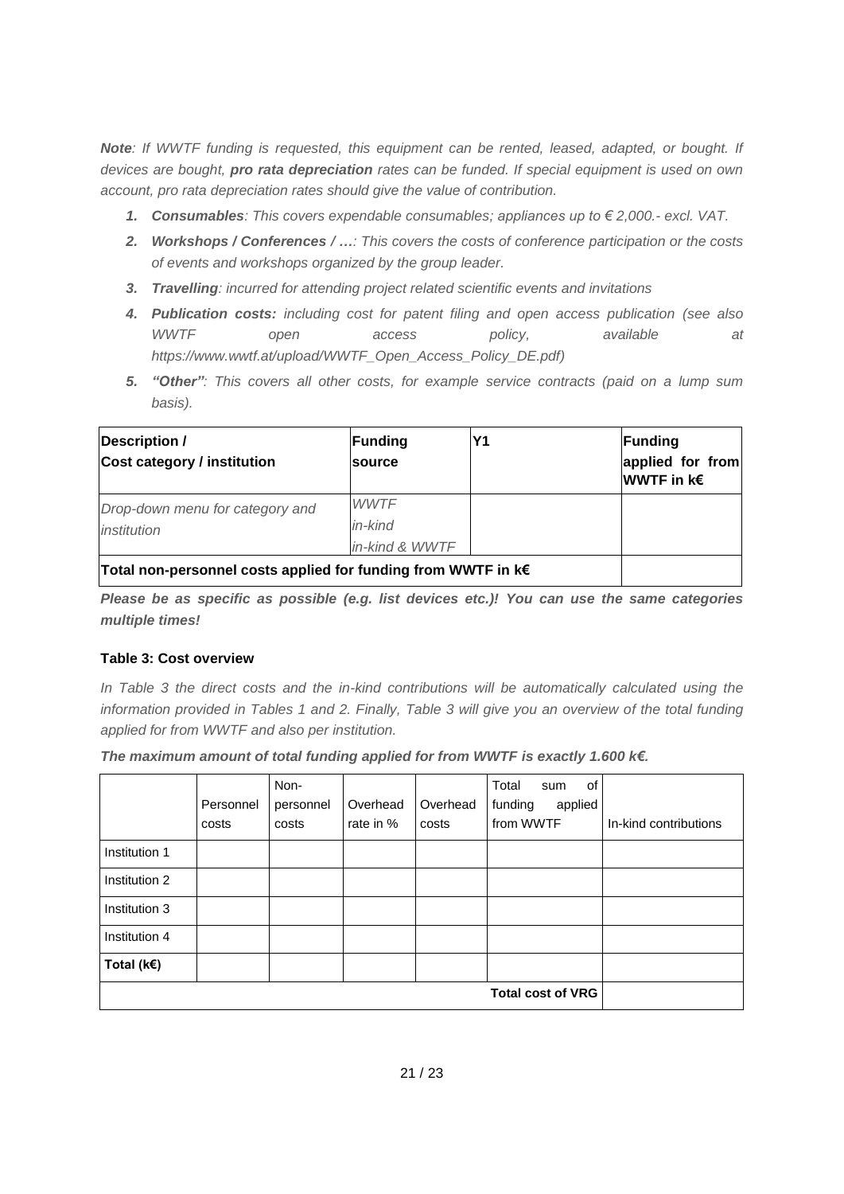***Note**: If WWTF funding is requested, this equipment can be rented, leased, adapted, or bought. If devices are bought, **pro rata depreciation** rates can be funded. If special equipment is used on own account, pro rata depreciation rates should give the value of contribution.*

1. ***Consumables**: This covers expendable consumables; appliances up to € 2,000.- excl. VAT.*
2. ***Workshops / Conferences / …**: This covers the costs of conference participation or the costs of events and workshops organized by the group leader.*
3. ***Travelling**: incurred for attending project related scientific events and invitations*
4. ***Publication costs:** including cost for patent filing and open access publication (see also WWTF open access policy, available at https://www.wwtf.at/upload/WWTF_Open_Access_Policy_DE.pdf)*
5. ***"Other"**: This covers all other costs, for example service contracts (paid on a lump sum basis).*

| **Description / Cost category / institution** | **Funding source** | **Y1** | **Funding applied for from WWTF in k€** |
|---|---|---|---|
| *Drop-down menu for category and institution* | *WWTF*<br>*in-kind*<br>*in-kind & WWTF* | | |
| **Total non-personnel costs applied for funding from WWTF in k€** | | | |

***Please be as specific as possible (e.g. list devices etc.)! You can use the same categories multiple times!***

**Table 3: Cost overview**

*In Table 3 the direct costs and the in-kind contributions will be automatically calculated using the information provided in Tables 1 and 2. Finally, Table 3 will give you an overview of the total funding applied for from WWTF and also per institution.*

***The maximum amount of total funding applied for from WWTF is exactly 1.600 k€.***

| | Personnel costs | Non-personnel costs | Overhead rate in % | Overhead costs | Total sum of funding applied from WWTF | In-kind contributions |
|---|---|---|---|---|---|---|
| Institution 1 | | | | | | |
| Institution 2 | | | | | | |
| Institution 3 | | | | | | |
| Institution 4 | | | | | | |
| **Total (k€)** | | | | | | |
| | | | | | **Total cost of VRG** | |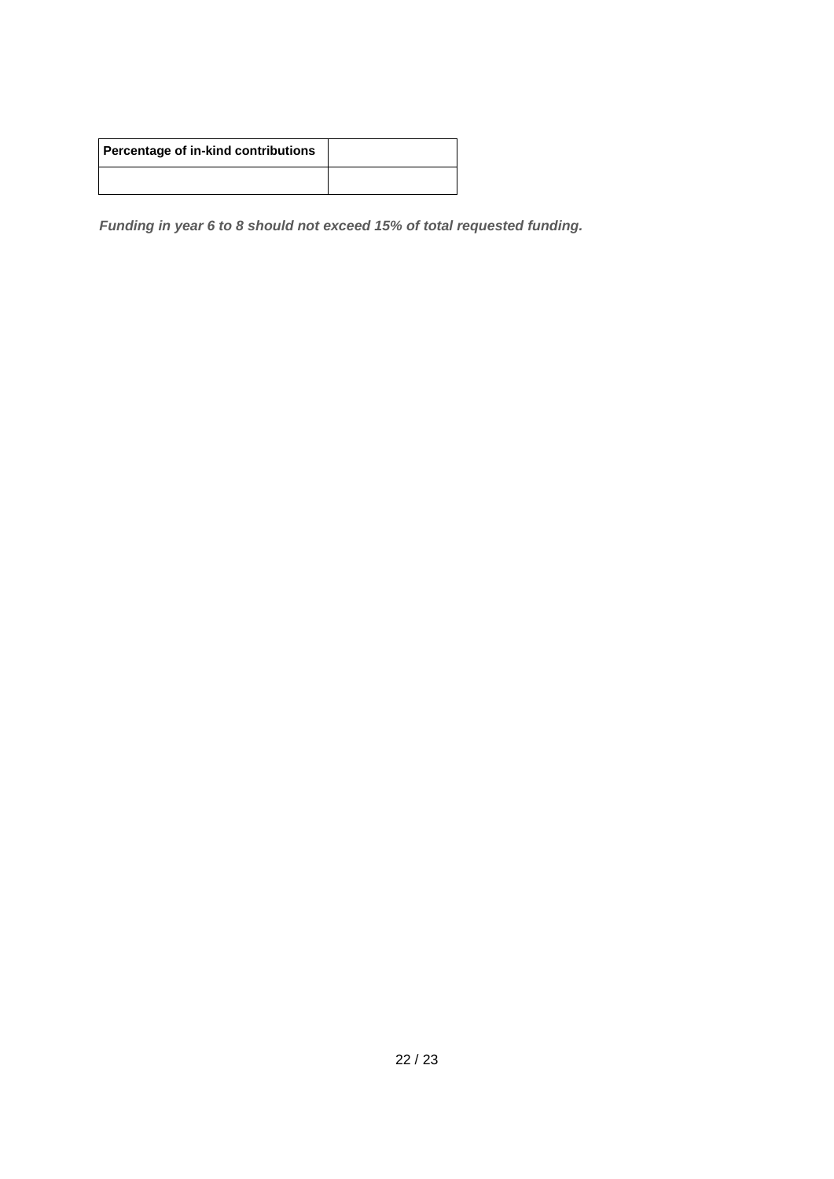| **Percentage of in-kind contributions** | |
|---|---|
| | |

***Funding in year 6 to 8 should not exceed 15% of total requested funding.***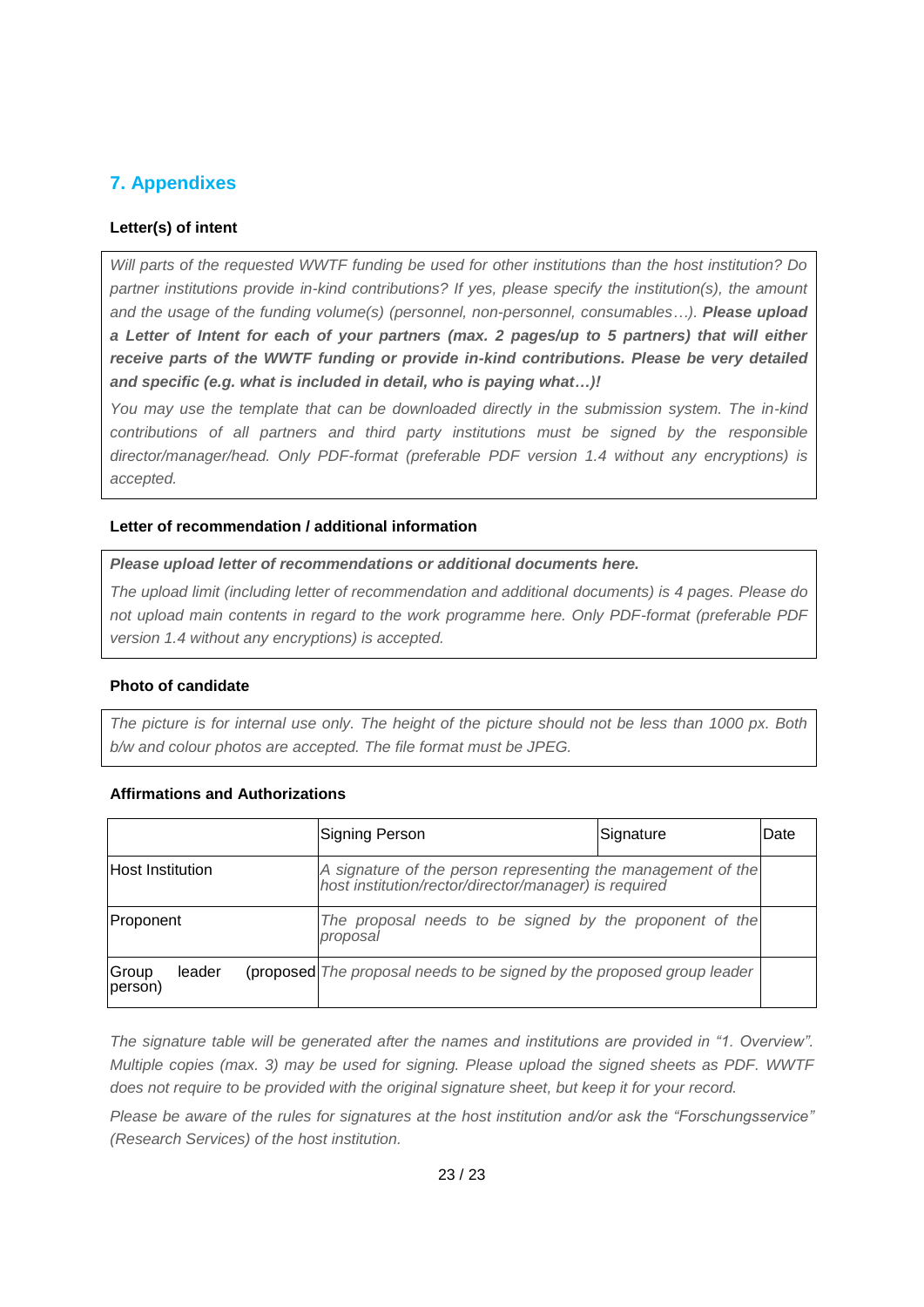## 7. Appendixes

**Letter(s) of intent**

*Will parts of the requested WWTF funding be used for other institutions than the host institution? Do partner institutions provide in-kind contributions? If yes, please specify the institution(s), the amount and the usage of the funding volume(s) (personnel, non-personnel, consumables…).* ***Please upload a Letter of Intent for each of your partners (max. 2 pages/up to 5 partners) that will either receive parts of the WWTF funding or provide in-kind contributions. Please be very detailed and specific (e.g. what is included in detail, who is paying what…)!***

*You may use the template that can be downloaded directly in the submission system. The in-kind contributions of all partners and third party institutions must be signed by the responsible director/manager/head. Only PDF-format (preferable PDF version 1.4 without any encryptions) is accepted.*

**Letter of recommendation / additional information**

***Please upload letter of recommendations or additional documents here.***

*The upload limit (including letter of recommendation and additional documents) is 4 pages. Please do not upload main contents in regard to the work programme here. Only PDF-format (preferable PDF version 1.4 without any encryptions) is accepted.*

**Photo of candidate**

*The picture is for internal use only. The height of the picture should not be less than 1000 px. Both b/w and colour photos are accepted. The file format must be JPEG.*

**Affirmations and Authorizations**

| | Signing Person | Signature | Date |
|---|---|---|---|
| Host Institution | *A signature of the person representing the management of the host institution/rector/director/manager) is required* | | |
| Proponent | *The proposal needs to be signed by the proponent of the proposal* | | |
| Group leader (proposed person) | *The proposal needs to be signed by the proposed group leader* | | |

*The signature table will be generated after the names and institutions are provided in "1. Overview". Multiple copies (max. 3) may be used for signing. Please upload the signed sheets as PDF. WWTF does not require to be provided with the original signature sheet, but keep it for your record.*

*Please be aware of the rules for signatures at the host institution and/or ask the "Forschungsservice" (Research Services) of the host institution.*